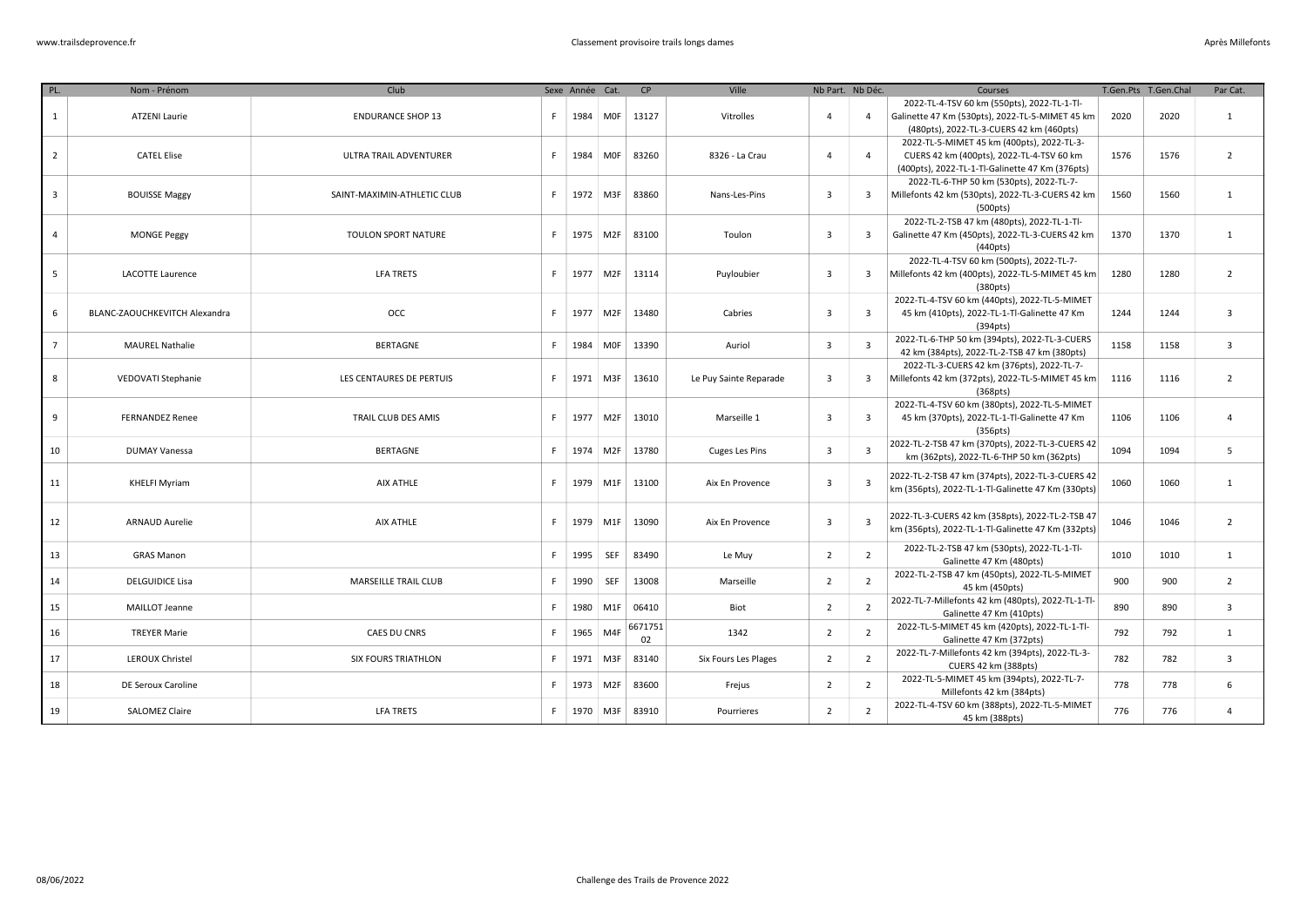| PL. | Nom - Prénom | Club | Sexe | Année | Cat. | CP | Ville | Nb Part. | Nb Déc. | Courses | T.Gen.Pts | T.Gen.Chal | Par Cat. |
|---|---|---|---|---|---|---|---|---|---|---|---|---|---|
| 1 | ATZENI Laurie | ENDURANCE SHOP 13 | F | 1984 | M0F | 13127 | Vitrolles | 4 | 4 | 2022-TL-4-TSV 60 km (550pts), 2022-TL-1-Tl-Galinette 47 Km (530pts), 2022-TL-5-MIMET 45 km (480pts), 2022-TL-3-CUERS 42 km (460pts) | 2020 | 2020 | 1 |
| 2 | CATEL Elise | ULTRA TRAIL ADVENTURER | F | 1984 | M0F | 83260 | 8326 - La Crau | 4 | 4 | 2022-TL-5-MIMET 45 km (400pts), 2022-TL-3-CUERS 42 km (400pts), 2022-TL-4-TSV 60 km (400pts), 2022-TL-1-Tl-Galinette 47 Km (376pts) | 1576 | 1576 | 2 |
| 3 | BOUISSE Maggy | SAINT-MAXIMIN-ATHLETIC CLUB | F | 1972 | M3F | 83860 | Nans-Les-Pins | 3 | 3 | 2022-TL-6-THP 50 km (530pts), 2022-TL-7-Millefonts 42 km (530pts), 2022-TL-3-CUERS 42 km (500pts) | 1560 | 1560 | 1 |
| 4 | MONGE Peggy | TOULON SPORT NATURE | F | 1975 | M2F | 83100 | Toulon | 3 | 3 | 2022-TL-2-TSB 47 km (480pts), 2022-TL-1-Tl-Galinette 47 Km (450pts), 2022-TL-3-CUERS 42 km (440pts) | 1370 | 1370 | 1 |
| 5 | LACOTTE Laurence | LFA TRETS | F | 1977 | M2F | 13114 | Puyloubier | 3 | 3 | 2022-TL-4-TSV 60 km (500pts), 2022-TL-7-Millefonts 42 km (400pts), 2022-TL-5-MIMET 45 km (380pts) | 1280 | 1280 | 2 |
| 6 | BLANC-ZAOUCHKEVITCH Alexandra | OCC | F | 1977 | M2F | 13480 | Cabries | 3 | 3 | 2022-TL-4-TSV 60 km (440pts), 2022-TL-5-MIMET 45 km (410pts), 2022-TL-1-Tl-Galinette 47 Km (394pts) | 1244 | 1244 | 3 |
| 7 | MAUREL Nathalie | BERTAGNE | F | 1984 | M0F | 13390 | Auriol | 3 | 3 | 2022-TL-6-THP 50 km (394pts), 2022-TL-3-CUERS 42 km (384pts), 2022-TL-2-TSB 47 km (380pts) | 1158 | 1158 | 3 |
| 8 | VEDOVATI Stephanie | LES CENTAURES DE PERTUIS | F | 1971 | M3F | 13610 | Le Puy Sainte Reparade | 3 | 3 | 2022-TL-3-CUERS 42 km (376pts), 2022-TL-7-Millefonts 42 km (372pts), 2022-TL-5-MIMET 45 km (368pts) | 1116 | 1116 | 2 |
| 9 | FERNANDEZ Renee | TRAIL CLUB DES AMIS | F | 1977 | M2F | 13010 | Marseille 1 | 3 | 3 | 2022-TL-4-TSV 60 km (380pts), 2022-TL-5-MIMET 45 km (370pts), 2022-TL-1-Tl-Galinette 47 Km (356pts) | 1106 | 1106 | 4 |
| 10 | DUMAY Vanessa | BERTAGNE | F | 1974 | M2F | 13780 | Cuges Les Pins | 3 | 3 | 2022-TL-2-TSB 47 km (370pts), 2022-TL-3-CUERS 42 km (362pts), 2022-TL-6-THP 50 km (362pts) | 1094 | 1094 | 5 |
| 11 | KHELFI Myriam | AIX ATHLE | F | 1979 | M1F | 13100 | Aix En Provence | 3 | 3 | 2022-TL-2-TSB 47 km (374pts), 2022-TL-3-CUERS 42 km (356pts), 2022-TL-1-Tl-Galinette 47 Km (330pts) | 1060 | 1060 | 1 |
| 12 | ARNAUD Aurelie | AIX ATHLE | F | 1979 | M1F | 13090 | Aix En Provence | 3 | 3 | 2022-TL-3-CUERS 42 km (358pts), 2022-TL-2-TSB 47 km (356pts), 2022-TL-1-Tl-Galinette 47 Km (332pts) | 1046 | 1046 | 2 |
| 13 | GRAS Manon | | F | 1995 | SEF | 83490 | Le Muy | 2 | 2 | 2022-TL-2-TSB 47 km (530pts), 2022-TL-1-Tl-Galinette 47 Km (480pts) | 1010 | 1010 | 1 |
| 14 | DELGUIDICE Lisa | MARSEILLE TRAIL CLUB | F | 1990 | SEF | 13008 | Marseille | 2 | 2 | 2022-TL-2-TSB 47 km (450pts), 2022-TL-5-MIMET 45 km (450pts) | 900 | 900 | 2 |
| 15 | MAILLOT Jeanne | | F | 1980 | M1F | 06410 | Biot | 2 | 2 | 2022-TL-7-Millefonts 42 km (480pts), 2022-TL-1-Tl-Galinette 47 Km (410pts) | 890 | 890 | 3 |
| 16 | TREYER Marie | CAES DU CNRS | F | 1965 | M4F | 667175102 | 1342 | 2 | 2 | 2022-TL-5-MIMET 45 km (420pts), 2022-TL-1-Tl-Galinette 47 Km (372pts) | 792 | 792 | 1 |
| 17 | LEROUX Christel | SIX FOURS TRIATHLON | F | 1971 | M3F | 83140 | Six Fours Les Plages | 2 | 2 | 2022-TL-7-Millefonts 42 km (394pts), 2022-TL-3-CUERS 42 km (388pts) | 782 | 782 | 3 |
| 18 | DE Seroux Caroline | | F | 1973 | M2F | 83600 | Frejus | 2 | 2 | 2022-TL-5-MIMET 45 km (394pts), 2022-TL-7-Millefonts 42 km (384pts) | 778 | 778 | 6 |
| 19 | SALOMEZ Claire | LFA TRETS | F | 1970 | M3F | 83910 | Pourrieres | 2 | 2 | 2022-TL-4-TSV 60 km (388pts), 2022-TL-5-MIMET 45 km (388pts) | 776 | 776 | 4 |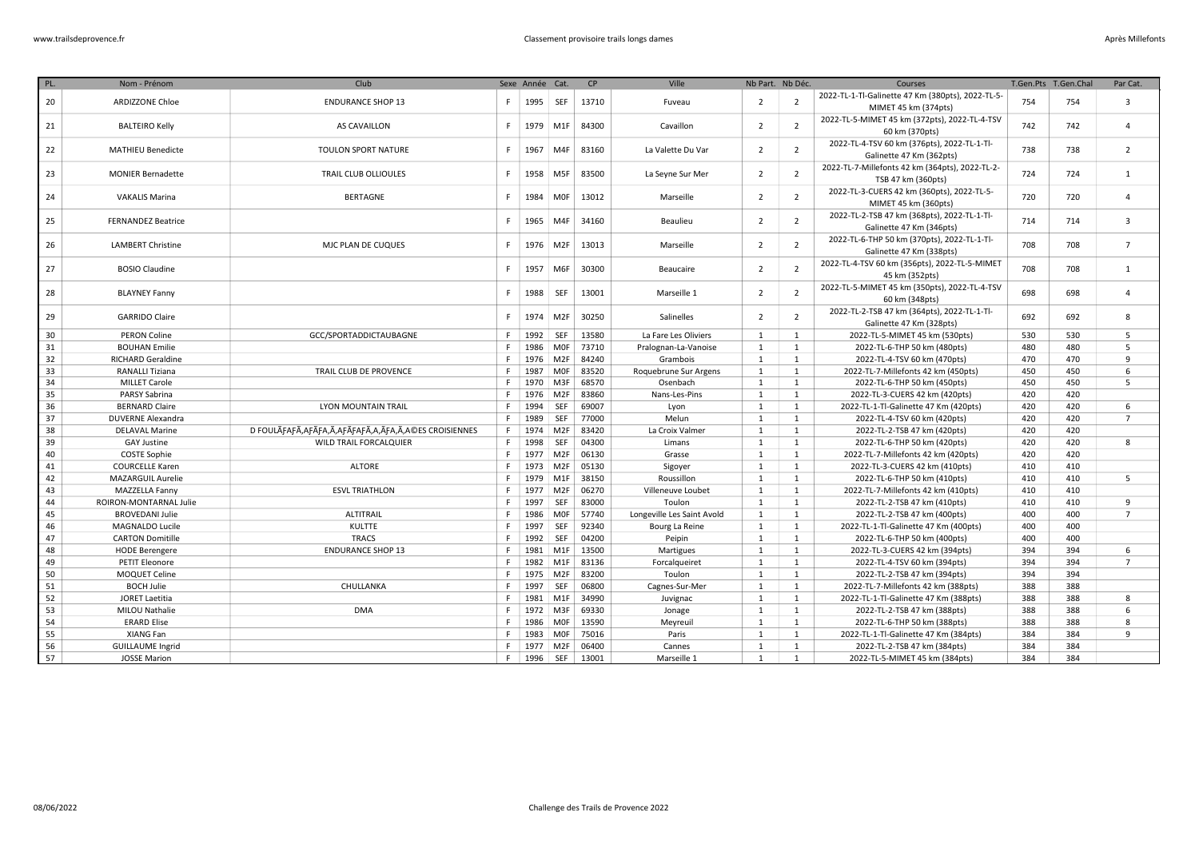| PL. | Nom - Prénom | Club | Sexe | Année | Cat. | CP | Ville | Nb Part. | Nb Déc. | Courses | T.Gen.Pts | T.Gen.Chal | Par Cat. |
|---|---|---|---|---|---|---|---|---|---|---|---|---|---|
| 20 | ARDIZZONE Chloe | ENDURANCE SHOP 13 | F | 1995 | SEF | 13710 | Fuveau | 2 | 2 | 2022-TL-1-Tl-Galinette 47 Km (380pts), 2022-TL-5-MIMET 45 km (374pts) | 754 | 754 | 3 |
| 21 | BALTEIRO Kelly | AS CAVAILLON | F | 1979 | M1F | 84300 | Cavaillon | 2 | 2 | 2022-TL-5-MIMET 45 km (372pts), 2022-TL-4-TSV 60 km (370pts) | 742 | 742 | 4 |
| 22 | MATHIEU Benedicte | TOULON SPORT NATURE | F | 1967 | M4F | 83160 | La Valette Du Var | 2 | 2 | 2022-TL-4-TSV 60 km (376pts), 2022-TL-1-Tl-Galinette 47 Km (362pts) | 738 | 738 | 2 |
| 23 | MONIER Bernadette | TRAIL CLUB OLLIOULES | F | 1958 | M5F | 83500 | La Seyne Sur Mer | 2 | 2 | 2022-TL-7-Millefonts 42 km (364pts), 2022-TL-2-TSB 47 km (360pts) | 724 | 724 | 1 |
| 24 | VAKALIS Marina | BERTAGNE | F | 1984 | M0F | 13012 | Marseille | 2 | 2 | 2022-TL-3-CUERS 42 km (360pts), 2022-TL-5-MIMET 45 km (360pts) | 720 | 720 | 4 |
| 25 | FERNANDEZ Beatrice | | F | 1965 | M4F | 34160 | Beaulieu | 2 | 2 | 2022-TL-2-TSB 47 km (368pts), 2022-TL-1-Tl-Galinette 47 Km (346pts) | 714 | 714 | 3 |
| 26 | LAMBERT Christine | MJC PLAN DE CUQUES | F | 1976 | M2F | 13013 | Marseille | 2 | 2 | 2022-TL-6-THP 50 km (370pts), 2022-TL-1-Tl-Galinette 47 Km (338pts) | 708 | 708 | 7 |
| 27 | BOSIO Claudine | | F | 1957 | M6F | 30300 | Beaucaire | 2 | 2 | 2022-TL-4-TSV 60 km (356pts), 2022-TL-5-MIMET 45 km (352pts) | 708 | 708 | 1 |
| 28 | BLAYNEY Fanny | | F | 1988 | SEF | 13001 | Marseille 1 | 2 | 2 | 2022-TL-5-MIMET 45 km (350pts), 2022-TL-4-TSV 60 km (348pts) | 698 | 698 | 4 |
| 29 | GARRIDO Claire | | F | 1974 | M2F | 30250 | Salinelles | 2 | 2 | 2022-TL-2-TSB 47 km (364pts), 2022-TL-1-Tl-Galinette 47 Km (328pts) | 692 | 692 | 8 |
| 30 | PERON Coline | GCC/SPORTADDICTAUBAGNE | F | 1992 | SEF | 13580 | La Fare Les Oliviers | 1 | 1 | 2022-TL-5-MIMET 45 km (530pts) | 530 | 530 | 5 |
| 31 | BOUHAN Emilie | | F | 1986 | M0F | 73710 | Pralognan-La-Vanoise | 1 | 1 | 2022-TL-6-THP 50 km (480pts) | 480 | 480 | 5 |
| 32 | RICHARD Geraldine | | F | 1976 | M2F | 84240 | Grambois | 1 | 1 | 2022-TL-4-TSV 60 km (470pts) | 470 | 470 | 9 |
| 33 | RANALLI Tiziana | TRAIL CLUB DE PROVENCE | F | 1987 | M0F | 83520 | Roquebrune Sur Argens | 1 | 1 | 2022-TL-7-Millefonts 42 km (450pts) | 450 | 450 | 6 |
| 34 | MILLET Carole | | F | 1970 | M3F | 68570 | Osenbach | 1 | 1 | 2022-TL-6-THP 50 km (450pts) | 450 | 450 | 5 |
| 35 | PARSY Sabrina | | F | 1976 | M2F | 83860 | Nans-Les-Pins | 1 | 1 | 2022-TL-3-CUERS 42 km (420pts) | 420 | 420 | |
| 36 | BERNARD Claire | LYON MOUNTAIN TRAIL | F | 1994 | SEF | 69007 | Lyon | 1 | 1 | 2022-TL-1-Tl-Galinette 47 Km (420pts) | 420 | 420 | 6 |
| 37 | DUVERNE Alexandra | | F | 1989 | SEF | 77000 | Melun | 1 | 1 | 2022-TL-4-TSV 60 km (420pts) | 420 | 420 | 7 |
| 38 | DELAVAL Marine | D FOULÃƑAƒÃƑA,AƒÃƑA,Ã,AƒÃƑA,Ã,AƒA,Ã,A©ES CROISIENNES | F | 1974 | M2F | 83420 | La Croix Valmer | 1 | 1 | 2022-TL-2-TSB 47 km (420pts) | 420 | 420 | |
| 39 | GAY Justine | WILD TRAIL FORCALQUIER | F | 1998 | SEF | 04300 | Limans | 1 | 1 | 2022-TL-6-THP 50 km (420pts) | 420 | 420 | 8 |
| 40 | COSTE Sophie | | F | 1977 | M2F | 06130 | Grasse | 1 | 1 | 2022-TL-7-Millefonts 42 km (420pts) | 420 | 420 | |
| 41 | COURCELLE Karen | ALTORE | F | 1973 | M2F | 05130 | Sigoyer | 1 | 1 | 2022-TL-3-CUERS 42 km (410pts) | 410 | 410 | |
| 42 | MAZARGUIL Aurelie | | F | 1979 | M1F | 38150 | Roussillon | 1 | 1 | 2022-TL-6-THP 50 km (410pts) | 410 | 410 | 5 |
| 43 | MAZZELLA Fanny | ESVL TRIATHLON | F | 1977 | M2F | 06270 | Villeneuve Loubet | 1 | 1 | 2022-TL-7-Millefonts 42 km (410pts) | 410 | 410 | |
| 44 | ROIRON-MONTARNAL Julie | | F | 1997 | SEF | 83000 | Toulon | 1 | 1 | 2022-TL-2-TSB 47 km (410pts) | 410 | 410 | 9 |
| 45 | BROVEDANI Julie | ALTITRAIL | F | 1986 | M0F | 57740 | Longeville Les Saint Avold | 1 | 1 | 2022-TL-2-TSB 47 km (400pts) | 400 | 400 | 7 |
| 46 | MAGNALDO Lucile | KULTTE | F | 1997 | SEF | 92340 | Bourg La Reine | 1 | 1 | 2022-TL-1-Tl-Galinette 47 Km (400pts) | 400 | 400 | |
| 47 | CARTON Domitille | TRACS | F | 1992 | SEF | 04200 | Peipin | 1 | 1 | 2022-TL-6-THP 50 km (400pts) | 400 | 400 | |
| 48 | HODE Berengere | ENDURANCE SHOP 13 | F | 1981 | M1F | 13500 | Martigues | 1 | 1 | 2022-TL-3-CUERS 42 km (394pts) | 394 | 394 | 6 |
| 49 | PETIT Eleonore | | F | 1982 | M1F | 83136 | Forcalqueiret | 1 | 1 | 2022-TL-4-TSV 60 km (394pts) | 394 | 394 | 7 |
| 50 | MOQUET Celine | | F | 1975 | M2F | 83200 | Toulon | 1 | 1 | 2022-TL-2-TSB 47 km (394pts) | 394 | 394 | |
| 51 | BOCH Julie | CHULLANKA | F | 1997 | SEF | 06800 | Cagnes-Sur-Mer | 1 | 1 | 2022-TL-7-Millefonts 42 km (388pts) | 388 | 388 | |
| 52 | JORET Laetitia | | F | 1981 | M1F | 34990 | Juvignac | 1 | 1 | 2022-TL-1-Tl-Galinette 47 Km (388pts) | 388 | 388 | 8 |
| 53 | MILOU Nathalie | DMA | F | 1972 | M3F | 69330 | Jonage | 1 | 1 | 2022-TL-2-TSB 47 km (388pts) | 388 | 388 | 6 |
| 54 | ERARD Elise | | F | 1986 | M0F | 13590 | Meyreuil | 1 | 1 | 2022-TL-6-THP 50 km (388pts) | 388 | 388 | 8 |
| 55 | XIANG Fan | | F | 1983 | M0F | 75016 | Paris | 1 | 1 | 2022-TL-1-Tl-Galinette 47 Km (384pts) | 384 | 384 | 9 |
| 56 | GUILLAUME Ingrid | | F | 1977 | M2F | 06400 | Cannes | 1 | 1 | 2022-TL-2-TSB 47 km (384pts) | 384 | 384 | |
| 57 | JOSSE Marion | | F | 1996 | SEF | 13001 | Marseille 1 | 1 | 1 | 2022-TL-5-MIMET 45 km (384pts) | 384 | 384 | |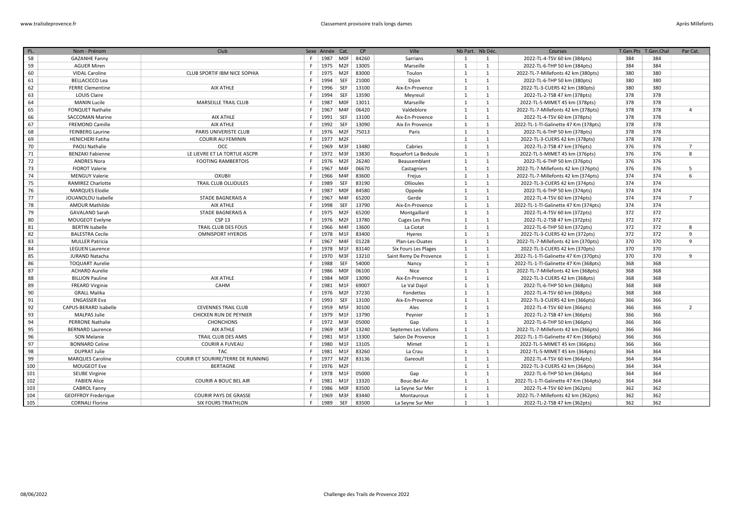Classement provisoire trails longs dames

| PL. | Nom - Prénom | Club | Sexe | Année | Cat. | CP | Ville | Nb Part. | Nb Déc. | Courses | T.Gen.Pts | T.Gen.Chal | Par Cat. |
|---|---|---|---|---|---|---|---|---|---|---|---|---|---|
| 58 | GAZANHE Fanny | | F | 1987 | M0F | 84260 | Sarrians | 1 | 1 | 2022-TL-4-TSV 60 km (384pts) | 384 | 384 | |
| 59 | AGUER Miren | | F | 1975 | M2F | 13005 | Marseille | 1 | 1 | 2022-TL-6-THP 50 km (384pts) | 384 | 384 | |
| 60 | VIDAL Caroline | CLUB SPORTIF IBM NICE SOPHIA | F | 1975 | M2F | 83000 | Toulon | 1 | 1 | 2022-TL-7-Millefonts 42 km (380pts) | 380 | 380 | |
| 61 | BELLACICCO Lea | | F | 1994 | SEF | 21000 | Dijon | 1 | 1 | 2022-TL-6-THP 50 km (380pts) | 380 | 380 | |
| 62 | FERRE Clementine | AIX ATHLE | F | 1996 | SEF | 13100 | Aix-En-Provence | 1 | 1 | 2022-TL-3-CUERS 42 km (380pts) | 380 | 380 | |
| 63 | LOUIS Claire | | F | 1994 | SEF | 13590 | Meyreuil | 1 | 1 | 2022-TL-2-TSB 47 km (378pts) | 378 | 378 | |
| 64 | MANIN Lucile | MARSEILLE TRAIL CLUB | F | 1987 | M0F | 13011 | Marseille | 1 | 1 | 2022-TL-5-MIMET 45 km (378pts) | 378 | 378 | |
| 65 | FONQUET Nathalie | | F | 1967 | M4F | 06420 | Valdeblore | 1 | 1 | 2022-TL-7-Millefonts 42 km (378pts) | 378 | 378 | 4 |
| 66 | SACCOMAN Marine | AIX ATHLE | F | 1991 | SEF | 13100 | Aix-En-Provence | 1 | 1 | 2022-TL-4-TSV 60 km (378pts) | 378 | 378 | |
| 67 | FREMOND Camille | AIX ATHLE | F | 1992 | SEF | 13090 | Aix En Provence | 1 | 1 | 2022-TL-1-Tl-Galinette 47 km (378pts) | 378 | 378 | |
| 68 | FEINBERG Laurine | PARIS UNIVERISTE CLUB | F | 1976 | M2F | 75013 | Paris | 1 | 1 | 2022-TL-6-THP 50 km (378pts) | 378 | 378 | |
| 69 | HENICHERI Fatiha | COURIR AU FEMININ | F | 1977 | M2F | | | 1 | 1 | 2022-TL-3-CUERS 42 km (378pts) | 378 | 378 | |
| 70 | PAOLI Nathalie | OCC | F | 1969 | M3F | 13480 | Cabries | 1 | 1 | 2022-TL-2-TSB 47 km (376pts) | 376 | 376 | 7 |
| 71 | BENZAKI Fabienne | LE LIEVRE ET LA TORTUE ASCPR | F | 1972 | M3F | 13830 | Roquefort La Bedoule | 1 | 1 | 2022-TL-5-MIMET 45 km (376pts) | 376 | 376 | 8 |
| 72 | ANDRES Nora | FOOTING RAMBERTOIS | F | 1976 | M2F | 26240 | Beausemblant | 1 | 1 | 2022-TL-6-THP 50 km (376pts) | 376 | 376 | |
| 73 | FIOROT Valerie | | F | 1967 | M4F | 06670 | Castagniers | 1 | 1 | 2022-TL-7-Millefonts 42 km (376pts) | 376 | 376 | 5 |
| 74 | MENGUY Valerie | OXUBII | F | 1966 | M4F | 83600 | Frejus | 1 | 1 | 2022-TL-7-Millefonts 42 km (374pts) | 374 | 374 | 6 |
| 75 | RAMIREZ Charlotte | TRAIL CLUB OLLIOULES | F | 1989 | SEF | 83190 | Ollioules | 1 | 1 | 2022-TL-3-CUERS 42 km (374pts) | 374 | 374 | |
| 76 | MARQUES Elodie | | F | 1987 | M0F | 84580 | Oppede | 1 | 1 | 2022-TL-6-THP 50 km (374pts) | 374 | 374 | |
| 77 | JOUANOLOU Isabelle | STADE BAGNERAIS A | F | 1967 | M4F | 65200 | Gerde | 1 | 1 | 2022-TL-4-TSV 60 km (374pts) | 374 | 374 | 7 |
| 78 | AMOUR Mathilde | AIX ATHLE | F | 1998 | SEF | 13790 | Aix-En-Provence | 1 | 1 | 2022-TL-1-Tl-Galinette 47 km (374pts) | 374 | 374 | |
| 79 | GAVALAND Sarah | STADE BAGNERAIS A | F | 1975 | M2F | 65200 | Montgaillard | 1 | 1 | 2022-TL-4-TSV 60 km (372pts) | 372 | 372 | |
| 80 | MOUGEOT Evelyne | CSP 13 | F | 1976 | M2F | 13780 | Cuges Les Pins | 1 | 1 | 2022-TL-2-TSB 47 km (372pts) | 372 | 372 | |
| 81 | BERTIN Isabelle | TRAIL CLUB DES FOUS | F | 1966 | M4F | 13600 | La Ciotat | 1 | 1 | 2022-TL-6-THP 50 km (372pts) | 372 | 372 | 8 |
| 82 | BALESTRA Cecile | OMNISPORT HYEROIS | F | 1978 | M1F | 83400 | Hyeres | 1 | 1 | 2022-TL-3-CUERS 42 km (372pts) | 372 | 372 | 9 |
| 83 | MULLER Patricia | | F | 1967 | M4F | 01228 | Plan-Les-Ouates | 1 | 1 | 2022-TL-7-Millefonts 42 km (370pts) | 370 | 370 | 9 |
| 84 | LEGUEN Laurence | | F | 1978 | M1F | 83140 | Six Fours Les Plages | 1 | 1 | 2022-TL-3-CUERS 42 km (370pts) | 370 | 370 | |
| 85 | JURAND Natacha | | F | 1970 | M3F | 13210 | Saint Remy De Provence | 1 | 1 | 2022-TL-1-Tl-Galinette 47 km (370pts) | 370 | 370 | 9 |
| 86 | TOQUART Aurelie | | F | 1988 | SEF | 54000 | Nancy | 1 | 1 | 2022-TL-1-Tl-Galinette 47 km (368pts) | 368 | 368 | |
| 87 | ACHARD Aurelie | | F | 1986 | M0F | 06100 | Nice | 1 | 1 | 2022-TL-7-Millefonts 42 km (368pts) | 368 | 368 | |
| 88 | BILLION Pauline | AIX ATHLE | F | 1984 | M0F | 13090 | Aix-En-Provence | 1 | 1 | 2022-TL-3-CUERS 42 km (368pts) | 368 | 368 | |
| 89 | FREARD Virginie | CAHM | F | 1981 | M1F | 69007 | Le Val Dajol | 1 | 1 | 2022-TL-6-THP 50 km (368pts) | 368 | 368 | |
| 90 | GRALL Malika | | F | 1976 | M2F | 37230 | Fondettes | 1 | 1 | 2022-TL-4-TSV 60 km (368pts) | 368 | 368 | |
| 91 | ENGASSER Eva | | F | 1993 | SEF | 13100 | Aix-En-Provence | 1 | 1 | 2022-TL-3-CUERS 42 km (366pts) | 366 | 366 | |
| 92 | CAPUS-BERARD Isabelle | CEVENNES TRAIL CLUB | F | 1959 | M5F | 30100 | Ales | 1 | 1 | 2022-TL-4-TSV 60 km (366pts) | 366 | 366 | 2 |
| 93 | MALPAS Julie | CHICKEN RUN DE PEYNIER | F | 1979 | M1F | 13790 | Peynier | 1 | 1 | 2022-TL-2-TSB 47 km (366pts) | 366 | 366 | |
| 94 | PERRONE Nathalie | CHONCHONS | F | 1972 | M3F | 05000 | Gap | 1 | 1 | 2022-TL-6-THP 50 km (366pts) | 366 | 366 | |
| 95 | BERNARD Laurence | AIX ATHLE | F | 1969 | M3F | 13240 | Septemes Les Vallons | 1 | 1 | 2022-TL-7-Millefonts 42 km (366pts) | 366 | 366 | |
| 96 | SON Melanie | TRAIL CLUB DES AMIS | F | 1981 | M1F | 13300 | Salon De Provence | 1 | 1 | 2022-TL-1-Tl-Galinette 47 km (366pts) | 366 | 366 | |
| 97 | BONNARD Celine | COURIR A FUVEAU | F | 1980 | M1F | 13105 | Mimet | 1 | 1 | 2022-TL-5-MIMET 45 km (366pts) | 366 | 366 | |
| 98 | DUPRAT Julie | TAC | F | 1981 | M1F | 83260 | La Crau | 1 | 1 | 2022-TL-5-MIMET 45 km (364pts) | 364 | 364 | |
| 99 | MARQUES Caroline | COURIR ET SOURIRE/TERRE DE RUNNING | F | 1977 | M2F | 83136 | Gareoult | 1 | 1 | 2022-TL-4-TSV 60 km (364pts) | 364 | 364 | |
| 100 | MOUGEOT Eve | BERTAGNE | F | 1976 | M2F | | | 1 | 1 | 2022-TL-3-CUERS 42 km (364pts) | 364 | 364 | |
| 101 | SEUBE Virginie | | F | 1978 | M1F | 05000 | Gap | 1 | 1 | 2022-TL-6-THP 50 km (364pts) | 364 | 364 | |
| 102 | FABIEN Alice | COURIR A BOUC BEL AIR | F | 1981 | M1F | 13320 | Bouc-Bel-Air | 1 | 1 | 2022-TL-1-Tl-Galinette 47 km (364pts) | 364 | 364 | |
| 103 | CABROL Fanny | | F | 1986 | M0F | 83500 | La Seyne Sur Mer | 1 | 1 | 2022-TL-4-TSV 60 km (362pts) | 362 | 362 | |
| 104 | GEOFFROY Frederique | COURIR PAYS DE GRASSE | F | 1969 | M3F | 83440 | Montauroux | 1 | 1 | 2022-TL-7-Millefonts 42 km (362pts) | 362 | 362 | |
| 105 | CORNALI Florine | SIX FOURS TRIATHLON | F | 1989 | SEF | 83500 | La Seyne Sur Mer | 1 | 1 | 2022-TL-2-TSB 47 km (362pts) | 362 | 362 | |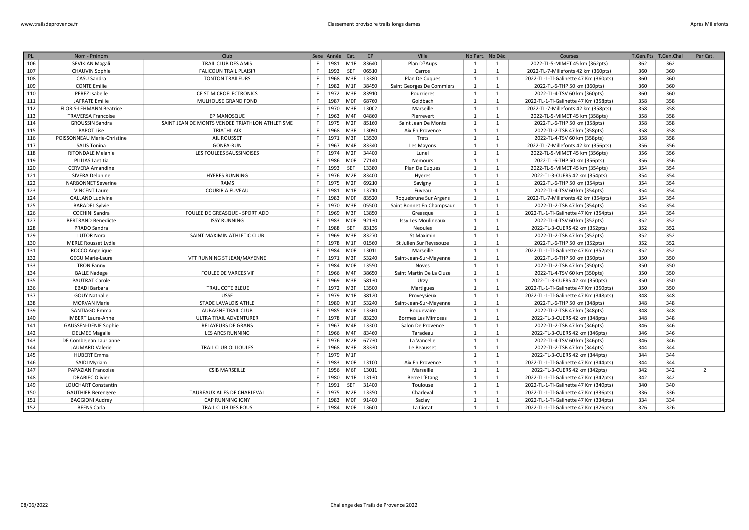| PL. | Nom - Prénom | Club | Sexe | Année | Cat. | CP | Ville | Nb Part. | Nb Déc. | Courses | T.Gen.Pts | T.Gen.Chal | Par Cat. |
|---|---|---|---|---|---|---|---|---|---|---|---|---|---|
| 106 | SEVIKIAN Magali | TRAIL CLUB DES AMIS | F | 1981 | M1F | 83640 | Plan D?Aups | 1 | 1 | 2022-TL-5-MIMET 45 km (362pts) | 362 | 362 | |
| 107 | CHAUVIN Sophie | FALICOUN TRAIL PLAISIR | F | 1993 | SEF | 06510 | Carros | 1 | 1 | 2022-TL-7-Millefonts 42 km (360pts) | 360 | 360 | |
| 108 | CASU Sandra | TONTON TRAILEURS | F | 1968 | M3F | 13380 | Plan De Cuques | 1 | 1 | 2022-TL-1-Tl-Galinette 47 Km (360pts) | 360 | 360 | |
| 109 | CONTE Emilie | | F | 1982 | M1F | 38450 | Saint Georges De Commiers | 1 | 1 | 2022-TL-6-THP 50 km (360pts) | 360 | 360 | |
| 110 | PEREZ Isabelle | CE ST MICROELECTRONICS | F | 1972 | M3F | 83910 | Pourrieres | 1 | 1 | 2022-TL-4-TSV 60 km (360pts) | 360 | 360 | |
| 111 | JAFRATE Emilie | MULHOUSE GRAND FOND | F | 1987 | M0F | 68760 | Goldbach | 1 | 1 | 2022-TL-1-Tl-Galinette 47 Km (358pts) | 358 | 358 | |
| 112 | FLORIS-LEHMANN Beatrice | | F | 1970 | M3F | 13002 | Marseille | 1 | 1 | 2022-TL-7-Millefonts 42 km (358pts) | 358 | 358 | |
| 113 | TRAVERSA Francoise | EP MANOSQUE | F | 1963 | M4F | 04860 | Pierrevert | 1 | 1 | 2022-TL-5-MIMET 45 km (358pts) | 358 | 358 | |
| 114 | GROUSSIN Sandra | SAINT JEAN DE MONTS VENDEE TRIATHLON ATHLETISME | F | 1975 | M2F | 85160 | Saint Jean De Monts | 1 | 1 | 2022-TL-6-THP 50 km (358pts) | 358 | 358 | |
| 115 | PAPOT Lise | TRIATHL AIX | F | 1968 | M3F | 13090 | Aix En Provence | 1 | 1 | 2022-TL-2-TSB 47 km (358pts) | 358 | 358 | |
| 116 | POISSONNEAU Marie-Christine | AIL ROUSSET | F | 1971 | M3F | 13530 | Trets | 1 | 1 | 2022-TL-4-TSV 60 km (358pts) | 358 | 358 | |
| 117 | SALIS Tonina | GONFA-RUN | F | 1967 | M4F | 83340 | Les Mayons | 1 | 1 | 2022-TL-7-Millefonts 42 km (356pts) | 356 | 356 | |
| 118 | RITONDALE Melanie | LES FOULEES SAUSSINOISES | F | 1974 | M2F | 34400 | Lunel | 1 | 1 | 2022-TL-5-MIMET 45 km (356pts) | 356 | 356 | |
| 119 | PILLIAS Laetitia | | F | 1986 | M0F | 77140 | Nemours | 1 | 1 | 2022-TL-6-THP 50 km (356pts) | 356 | 356 | |
| 120 | CERVERA Amandine | | F | 1993 | SEF | 13380 | Plan De Cuques | 1 | 1 | 2022-TL-5-MIMET 45 km (354pts) | 354 | 354 | |
| 121 | SIVERA Delphine | HYERES RUNNING | F | 1976 | M2F | 83400 | Hyeres | 1 | 1 | 2022-TL-3-CUERS 42 km (354pts) | 354 | 354 | |
| 122 | NARBONNET Severine | RAMS | F | 1975 | M2F | 69210 | Savigny | 1 | 1 | 2022-TL-6-THP 50 km (354pts) | 354 | 354 | |
| 123 | VINCENT Laure | COURIR A FUVEAU | F | 1981 | M1F | 13710 | Fuveau | 1 | 1 | 2022-TL-4-TSV 60 km (354pts) | 354 | 354 | |
| 124 | GALLAND Ludivine | | F | 1983 | M0F | 83520 | Roquebrune Sur Argens | 1 | 1 | 2022-TL-7-Millefonts 42 km (354pts) | 354 | 354 | |
| 125 | BARADEL Sylvie | | F | 1970 | M3F | 05500 | Saint Bonnet En Champsaur | 1 | 1 | 2022-TL-2-TSB 47 km (354pts) | 354 | 354 | |
| 126 | COCHINI Sandra | FOULEE DE GREASQUE - SPORT ADD | F | 1969 | M3F | 13850 | Greasque | 1 | 1 | 2022-TL-1-Tl-Galinette 47 Km (354pts) | 354 | 354 | |
| 127 | BERTRAND Benedicte | ISSY RUNNING | F | 1983 | M0F | 92130 | Issy Les Moulineaux | 1 | 1 | 2022-TL-4-TSV 60 km (352pts) | 352 | 352 | |
| 128 | PRADO Sandra | | F | 1988 | SEF | 83136 | Neoules | 1 | 1 | 2022-TL-3-CUERS 42 km (352pts) | 352 | 352 | |
| 129 | LUTOR Nora | SAINT MAXIMIN ATHLETIC CLUB | F | 1969 | M3F | 83270 | St Maximin | 1 | 1 | 2022-TL-2-TSB 47 km (352pts) | 352 | 352 | |
| 130 | MERLE Rousset Lydie | | F | 1978 | M1F | 01560 | St Julien Sur Reyssouze | 1 | 1 | 2022-TL-6-THP 50 km (352pts) | 352 | 352 | |
| 131 | ROCCO Angelique | | F | 1984 | M0F | 13011 | Marseille | 1 | 1 | 2022-TL-1-Tl-Galinette 47 Km (352pts) | 352 | 352 | |
| 132 | GEGU Marie-Laure | VTT RUNNING ST JEAN/MAYENNE | F | 1971 | M3F | 53240 | Saint-Jean-Sur-Mayenne | 1 | 1 | 2022-TL-6-THP 50 km (350pts) | 350 | 350 | |
| 133 | TRON Fanny | | F | 1984 | M0F | 13550 | Noves | 1 | 1 | 2022-TL-2-TSB 47 km (350pts) | 350 | 350 | |
| 134 | BALLE Nadege | FOULEE DE VARCES VIF | F | 1966 | M4F | 38650 | Saint Martin De La Cluze | 1 | 1 | 2022-TL-4-TSV 60 km (350pts) | 350 | 350 | |
| 135 | PAUTRAT Carole | | F | 1969 | M3F | 58130 | Urzy | 1 | 1 | 2022-TL-3-CUERS 42 km (350pts) | 350 | 350 | |
| 136 | EBADI Barbara | TRAIL COTE BLEUE | F | 1972 | M3F | 13500 | Martigues | 1 | 1 | 2022-TL-1-Tl-Galinette 47 Km (350pts) | 350 | 350 | |
| 137 | GOUY Nathalie | USSE | F | 1979 | M1F | 38120 | Proveysieux | 1 | 1 | 2022-TL-1-Tl-Galinette 47 Km (348pts) | 348 | 348 | |
| 138 | MORVAN Marie | STADE LAVALOIS ATHLE | F | 1980 | M1F | 53240 | Saint-Jean-Sur-Mayenne | 1 | 1 | 2022-TL-6-THP 50 km (348pts) | 348 | 348 | |
| 139 | SANTIAGO Emma | AUBAGNE TRAIL CLUB | F | 1985 | M0F | 13360 | Roquevaire | 1 | 1 | 2022-TL-2-TSB 47 km (348pts) | 348 | 348 | |
| 140 | IMBERT Laure-Anne | ULTRA TRAIL ADVENTURER | F | 1978 | M1F | 83230 | Bormes Les Mimosas | 1 | 1 | 2022-TL-3-CUERS 42 km (348pts) | 348 | 348 | |
| 141 | GAUSSEN-DENIE Sophie | RELAYEURS DE GRANS | F | 1967 | M4F | 13300 | Salon De Provence | 1 | 1 | 2022-TL-2-TSB 47 km (346pts) | 346 | 346 | |
| 142 | DELMEE Magalie | LES ARCS RUNNING | F | 1966 | M4F | 83460 | Taradeau | 1 | 1 | 2022-TL-3-CUERS 42 km (346pts) | 346 | 346 | |
| 143 | DE Combejean Laurianne | | F | 1976 | M2F | 67730 | La Vancelle | 1 | 1 | 2022-TL-4-TSV 60 km (346pts) | 346 | 346 | |
| 144 | JAUMARD Valerie | TRAIL CLUB OLLIOULES | F | 1968 | M3F | 83330 | Le Beausset | 1 | 1 | 2022-TL-2-TSB 47 km (344pts) | 344 | 344 | |
| 145 | HUBERT Emma | | F | 1979 | M1F | | | 1 | 1 | 2022-TL-3-CUERS 42 km (344pts) | 344 | 344 | |
| 146 | SAIDI Myriam | | F | 1983 | M0F | 13100 | Aix En Provence | 1 | 1 | 2022-TL-1-Tl-Galinette 47 Km (344pts) | 344 | 344 | |
| 147 | PAPAZIAN Francoise | CSIB MARSEILLE | F | 1956 | M6F | 13011 | Marseille | 1 | 1 | 2022-TL-3-CUERS 42 km (342pts) | 342 | 342 | 2 |
| 148 | DRABIEC Olivier | | F | 1980 | M1F | 13130 | Berre L'Etang | 1 | 1 | 2022-TL-1-Tl-Galinette 47 Km (342pts) | 342 | 342 | |
| 149 | LOUCHART Constantin | | F | 1991 | SEF | 31400 | Toulouse | 1 | 1 | 2022-TL-1-Tl-Galinette 47 Km (340pts) | 340 | 340 | |
| 150 | GAUTHIER Berengere | TAUREAUX AILES DE CHARLEVAL | F | 1975 | M2F | 13350 | Charleval | 1 | 1 | 2022-TL-1-Tl-Galinette 47 Km (336pts) | 336 | 336 | |
| 151 | BAGGIONI Audrey | CAP RUNNING IGNY | F | 1983 | M0F | 91400 | Saclay | 1 | 1 | 2022-TL-1-Tl-Galinette 47 Km (334pts) | 334 | 334 | |
| 152 | BEENS Carla | TRAIL CLUB DES FOUS | F | 1984 | M0F | 13600 | La Ciotat | 1 | 1 | 2022-TL-1-Tl-Galinette 47 Km (326pts) | 326 | 326 | |